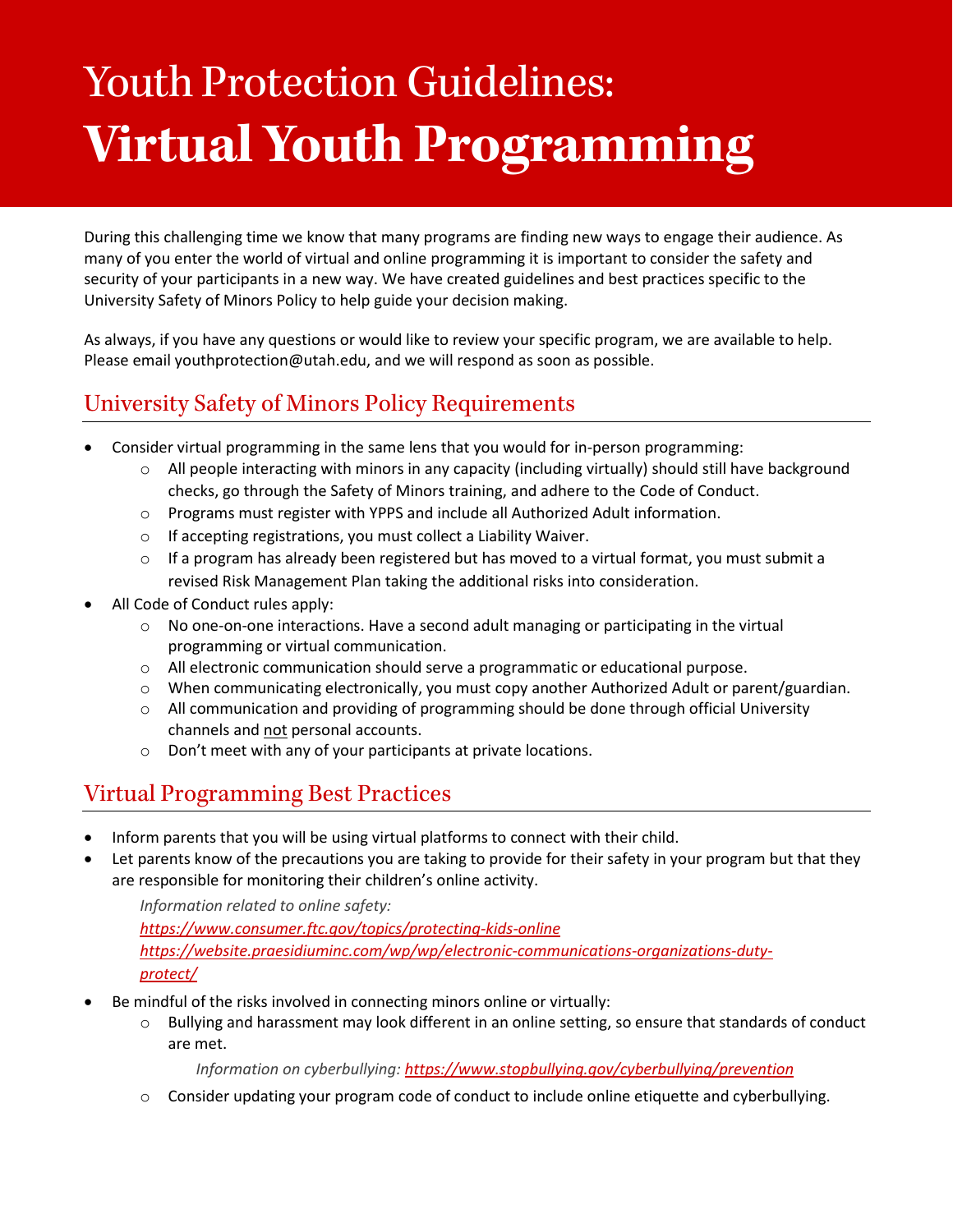# Youth Protection Guidelines: **Virtual Youth Programming**

During this challenging time we know that many programs are finding new ways to engage their audience. As many of you enter the world of virtual and online programming it is important to consider the safety and security of your participants in a new way. We have created guidelines and best practices specific to the University Safety of Minors Policy to help guide your decision making.

As always, if you have any questions or would like to review your specific program, we are available to help. Please email youthprotection@utah.edu, and we will respond as soon as possible.

## University Safety of Minors Policy Requirements

- Consider virtual programming in the same lens that you would for in-person programming:
  - All people interacting with minors in any capacity (including virtually) should still have background checks, go through the Safety of Minors training, and adhere to the Code of Conduct.
  - Programs must register with YPPS and include all Authorized Adult information.
  - If accepting registrations, you must collect a Liability Waiver.
  - If a program has already been registered but has moved to a virtual format, you must submit a revised Risk Management Plan taking the additional risks into consideration.
- All Code of Conduct rules apply:
  - No one-on-one interactions. Have a second adult managing or participating in the virtual programming or virtual communication.
  - All electronic communication should serve a programmatic or educational purpose.
  - When communicating electronically, you must copy another Authorized Adult or parent/guardian.
  - All communication and providing of programming should be done through official University channels and <u>not</u> personal accounts.
  - Don't meet with any of your participants at private locations.

## Virtual Programming Best Practices

- Inform parents that you will be using virtual platforms to connect with their child.
- Let parents know of the precautions you are taking to provide for their safety in your program but that they are responsible for monitoring their children's online activity.

  *Information related to online safety:*
  *https://www.consumer.ftc.gov/topics/protecting-kids-online*
  *https://website.praesidiuminc.com/wp/wp/electronic-communications-organizations-duty-protect/*

- Be mindful of the risks involved in connecting minors online or virtually:
  - Bullying and harassment may look different in an online setting, so ensure that standards of conduct are met.

    *Information on cyberbullying: https://www.stopbullying.gov/cyberbullying/prevention*

  - Consider updating your program code of conduct to include online etiquette and cyberbullying.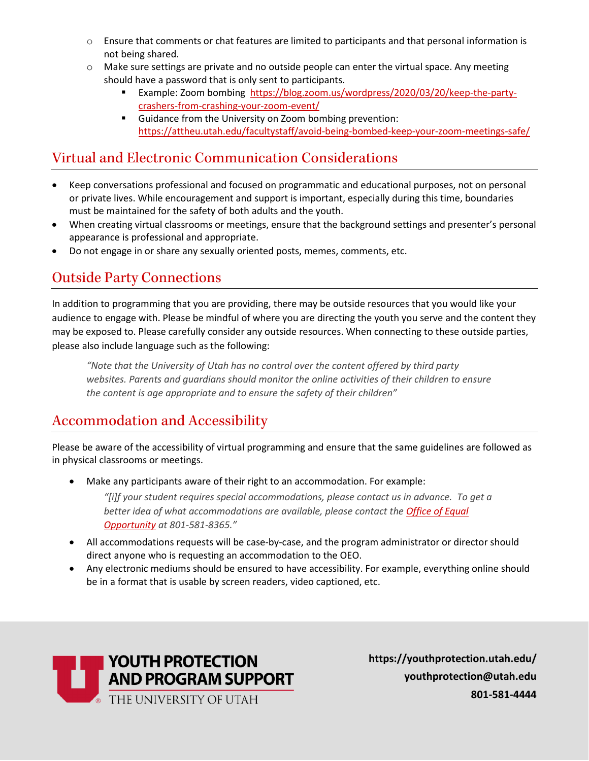- Ensure that comments or chat features are limited to participants and that personal information is not being shared.
    - Make sure settings are private and no outside people can enter the virtual space. Any meeting should have a password that is only sent to participants.
        - Example: Zoom bombing https://blog.zoom.us/wordpress/2020/03/20/keep-the-party-crashers-from-crashing-your-zoom-event/
        - Guidance from the University on Zoom bombing prevention: https://attheu.utah.edu/facultystaff/avoid-being-bombed-keep-your-zoom-meetings-safe/

## Virtual and Electronic Communication Considerations

- Keep conversations professional and focused on programmatic and educational purposes, not on personal or private lives. While encouragement and support is important, especially during this time, boundaries must be maintained for the safety of both adults and the youth.
- When creating virtual classrooms or meetings, ensure that the background settings and presenter's personal appearance is professional and appropriate.
- Do not engage in or share any sexually oriented posts, memes, comments, etc.

## Outside Party Connections

In addition to programming that you are providing, there may be outside resources that you would like your audience to engage with. Please be mindful of where you are directing the youth you serve and the content they may be exposed to. Please carefully consider any outside resources. When connecting to these outside parties, please also include language such as the following:

> *"Note that the University of Utah has no control over the content offered by third party websites. Parents and guardians should monitor the online activities of their children to ensure the content is age appropriate and to ensure the safety of their children"*

## Accommodation and Accessibility

Please be aware of the accessibility of virtual programming and ensure that the same guidelines are followed as in physical classrooms or meetings.

- Make any participants aware of their right to an accommodation. For example:
  *"[i]f your student requires special accommodations, please contact us in advance. To get a better idea of what accommodations are available, please contact the Office of Equal Opportunity at 801-581-8365."*
- All accommodations requests will be case-by-case, and the program administrator or director should direct anyone who is requesting an accommodation to the OEO.
- Any electronic mediums should be ensured to have accessibility. For example, everything online should be in a format that is usable by screen readers, video captioned, etc.

**YOUTH PROTECTION AND PROGRAM SUPPORT**
THE UNIVERSITY OF UTAH

**https://youthprotection.utah.edu/**
**youthprotection@utah.edu**
**801-581-4444**